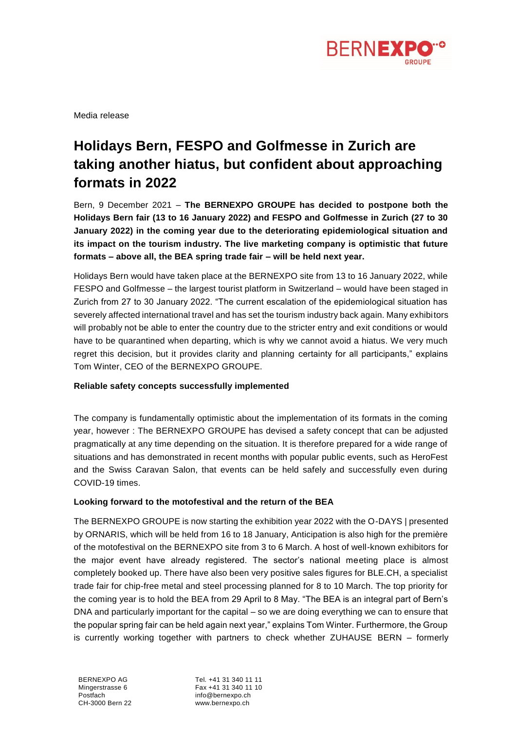Media release

# Holidays Bern, FESPO and Golfmesse in Zurich are taking another hiatus, but confident about approaching formats in 2022

Bern, 9 December 2021 – **The BERNEXPO GROUPE has decided to postpone both the Holidays Bern fair (13 to 16 January 2022) and FESPO and Golfmesse in Zurich (27 to 30 January 2022) in the coming year due to the deteriorating epidemiological situation and its impact on the tourism industry. The live marketing company is optimistic that future formats – above all, the BEA spring trade fair – will be held next year.**

Holidays Bern would have taken place at the BERNEXPO site from 13 to 16 January 2022, while FESPO and Golfmesse – the largest tourist platform in Switzerland – would have been staged in Zurich from 27 to 30 January 2022. "The current escalation of the epidemiological situation has severely affected international travel and has set the tourism industry back again. Many exhibitors will probably not be able to enter the country due to the stricter entry and exit conditions or would have to be quarantined when departing, which is why we cannot avoid a hiatus. We very much regret this decision, but it provides clarity and planning certainty for all participants," explains Tom Winter, CEO of the BERNEXPO GROUPE.

**Reliable safety concepts successfully implemented**

The company is fundamentally optimistic about the implementation of its formats in the coming year, however : The BERNEXPO GROUPE has devised a safety concept that can be adjusted pragmatically at any time depending on the situation. It is therefore prepared for a wide range of situations and has demonstrated in recent months with popular public events, such as HeroFest and the Swiss Caravan Salon, that events can be held safely and successfully even during COVID-19 times.

**Looking forward to the motofestival and the return of the BEA**

The BERNEXPO GROUPE is now starting the exhibition year 2022 with the O-DAYS | presented by ORNARIS, which will be held from 16 to 18 January, Anticipation is also high for the première of the motofestival on the BERNEXPO site from 3 to 6 March. A host of well-known exhibitors for the major event have already registered. The sector's national meeting place is almost completely booked up. There have also been very positive sales figures for BLE.CH, a specialist trade fair for chip-free metal and steel processing planned for 8 to 10 March. The top priority for the coming year is to hold the BEA from 29 April to 8 May. "The BEA is an integral part of Bern's DNA and particularly important for the capital – so we are doing everything we can to ensure that the popular spring fair can be held again next year," explains Tom Winter. Furthermore, the Group is currently working together with partners to check whether ZUHAUSE BERN – formerly

BERNEXPO AG
Mingerstrasse 6
Postfach
CH-3000 Bern 22

Tel. +41 31 340 11 11
Fax +41 31 340 11 10
info@bernexpo.ch
www.bernexpo.ch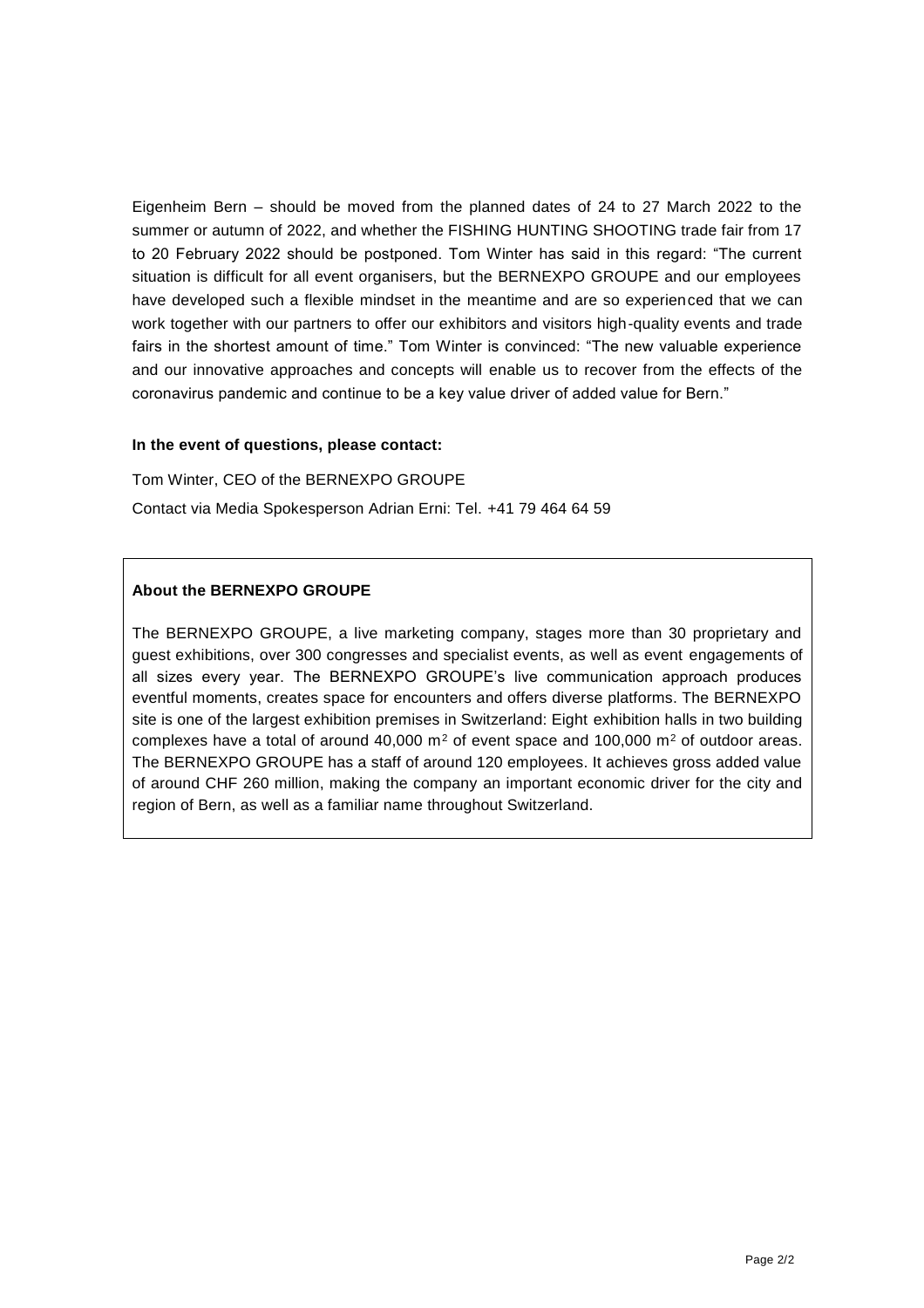Eigenheim Bern – should be moved from the planned dates of 24 to 27 March 2022 to the summer or autumn of 2022, and whether the FISHING HUNTING SHOOTING trade fair from 17 to 20 February 2022 should be postponed. Tom Winter has said in this regard: "The current situation is difficult for all event organisers, but the BERNEXPO GROUPE and our employees have developed such a flexible mindset in the meantime and are so experienced that we can work together with our partners to offer our exhibitors and visitors high-quality events and trade fairs in the shortest amount of time." Tom Winter is convinced: "The new valuable experience and our innovative approaches and concepts will enable us to recover from the effects of the coronavirus pandemic and continue to be a key value driver of added value for Bern."

**In the event of questions, please contact:**

Tom Winter, CEO of the BERNEXPO GROUPE

Contact via Media Spokesperson Adrian Erni: Tel. +41 79 464 64 59

**About the BERNEXPO GROUPE**

The BERNEXPO GROUPE, a live marketing company, stages more than 30 proprietary and guest exhibitions, over 300 congresses and specialist events, as well as event engagements of all sizes every year. The BERNEXPO GROUPE's live communication approach produces eventful moments, creates space for encounters and offers diverse platforms. The BERNEXPO site is one of the largest exhibition premises in Switzerland: Eight exhibition halls in two building complexes have a total of around 40,000 $m^2$ of event space and 100,000 $m^2$ of outdoor areas. The BERNEXPO GROUPE has a staff of around 120 employees. It achieves gross added value of around CHF 260 million, making the company an important economic driver for the city and region of Bern, as well as a familiar name throughout Switzerland.